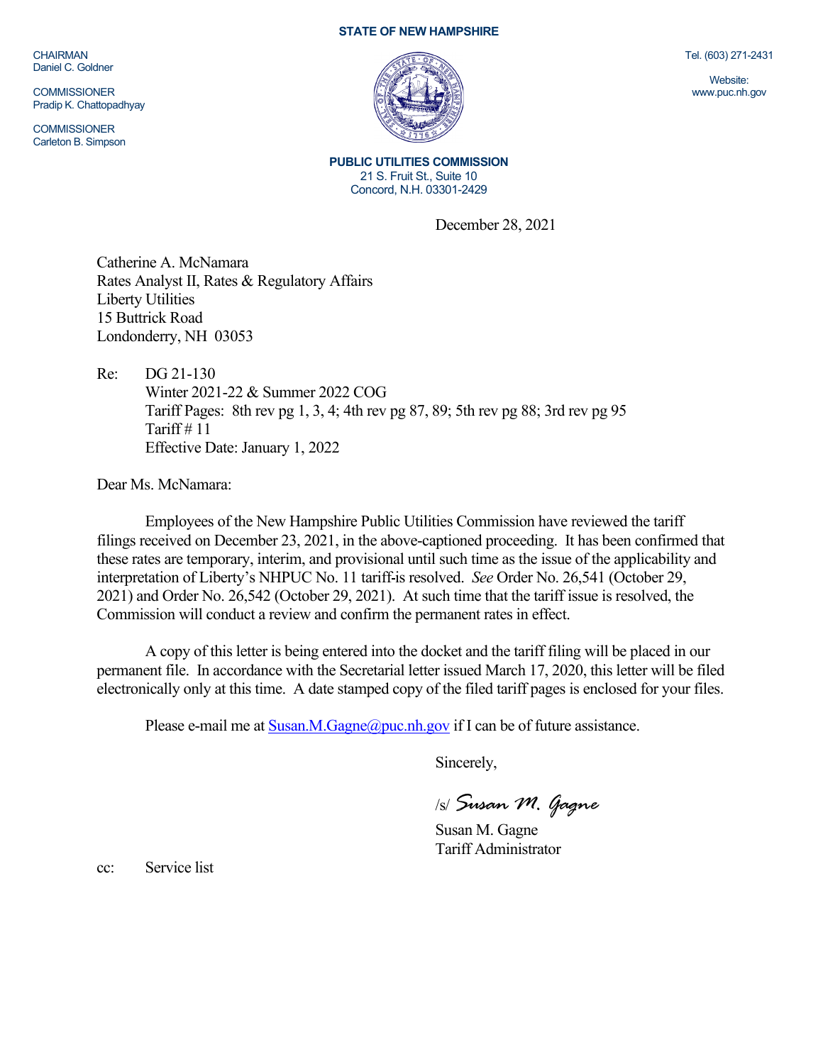**STATE OF NEW HAMPSHIRE**

CHAIRMAN
Daniel C. Goldner

COMMISSIONER
Pradip K. Chattopadhyay

COMMISSIONER
Carleton B. Simpson

Tel. (603) 271-2431

Website:
www.puc.nh.gov

**PUBLIC UTILITIES COMMISSION**
21 S. Fruit St., Suite 10
Concord, N.H. 03301-2429

December 28, 2021

Catherine A. McNamara
Rates Analyst II, Rates & Regulatory Affairs
Liberty Utilities
15 Buttrick Road
Londonderry, NH 03053

Re: DG 21-130
Winter 2021-22 & Summer 2022 COG
Tariff Pages: 8th rev pg 1, 3, 4; 4th rev pg 87, 89; 5th rev pg 88; 3rd rev pg 95
Tariff # 11
Effective Date: January 1, 2022

Dear Ms. McNamara:

Employees of the New Hampshire Public Utilities Commission have reviewed the tariff filings received on December 23, 2021, in the above-captioned proceeding. It has been confirmed that these rates are temporary, interim, and provisional until such time as the issue of the applicability and interpretation of Liberty's NHPUC No. 11 tariff-is resolved. *See* Order No. 26,541 (October 29, 2021) and Order No. 26,542 (October 29, 2021). At such time that the tariff issue is resolved, the Commission will conduct a review and confirm the permanent rates in effect.

A copy of this letter is being entered into the docket and the tariff filing will be placed in our permanent file. In accordance with the Secretarial letter issued March 17, 2020, this letter will be filed electronically only at this time. A date stamped copy of the filed tariff pages is enclosed for your files.

Please e-mail me at Susan.M.Gagne@puc.nh.gov if I can be of future assistance.

Sincerely,

/s/ *Susan M. Gagne*

Susan M. Gagne
Tariff Administrator

cc: Service list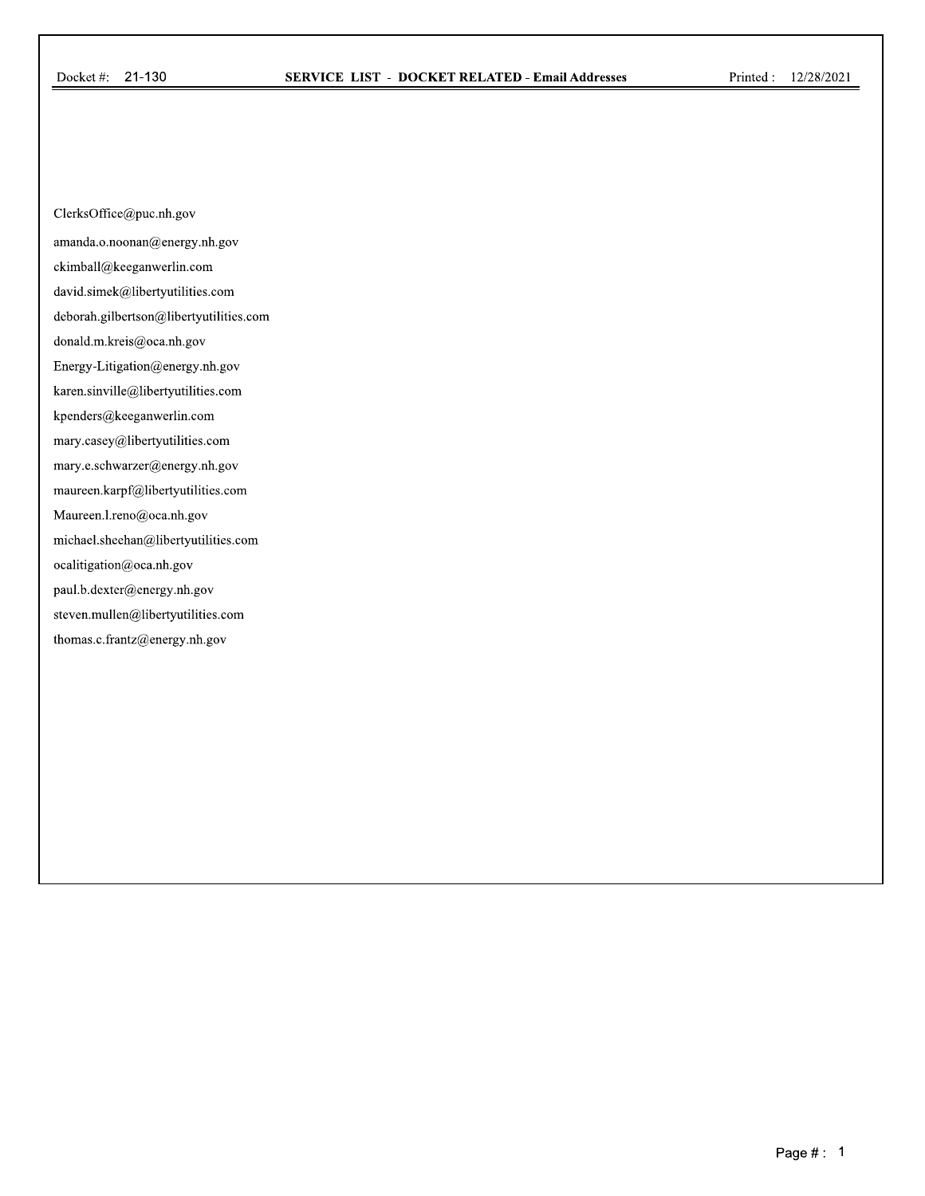Docket #: 21-130 **SERVICE LIST - DOCKET RELATED - Email Addresses** Printed : 12/28/2021

ClerksOffice@puc.nh.gov

amanda.o.noonan@energy.nh.gov

ckimball@keeganwerlin.com

david.simek@libertyutilities.com

deborah.gilbertson@libertyutilities.com

donald.m.kreis@oca.nh.gov

Energy-Litigation@energy.nh.gov

karen.sinville@libertyutilities.com

kpenders@keeganwerlin.com

mary.casey@libertyutilities.com

mary.e.schwarzer@energy.nh.gov

maureen.karpf@libertyutilities.com

Maureen.l.reno@oca.nh.gov

michael.sheehan@libertyutilities.com

ocalitigation@oca.nh.gov

paul.b.dexter@energy.nh.gov

steven.mullen@libertyutilities.com

thomas.c.frantz@energy.nh.gov